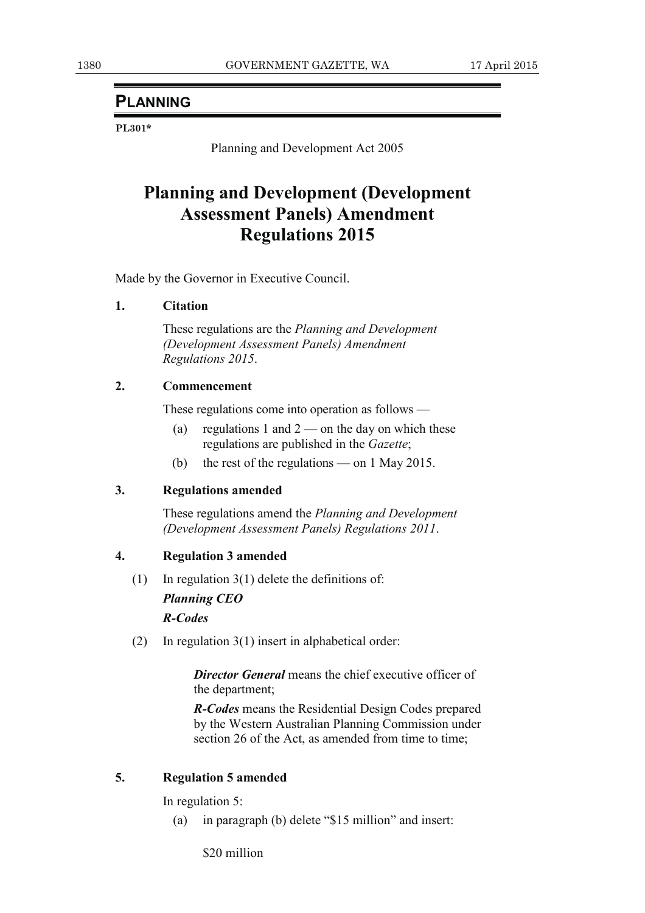# PLANNING

**PL301***

Planning and Development Act 2005

## Planning and Development (Development Assessment Panels) Amendment Regulations 2015

Made by the Governor in Executive Council.

**1. Citation**

These regulations are the *Planning and Development (Development Assessment Panels) Amendment Regulations 2015*.

**2. Commencement**

These regulations come into operation as follows —

(a) regulations 1 and 2 — on the day on which these regulations are published in the *Gazette*;

(b) the rest of the regulations — on 1 May 2015.

**3. Regulations amended**

These regulations amend the *Planning and Development (Development Assessment Panels) Regulations 2011*.

**4. Regulation 3 amended**

(1) In regulation 3(1) delete the definitions of:

***Planning CEO***

***R-Codes***

(2) In regulation 3(1) insert in alphabetical order:

> ***Director General*** means the chief executive officer of the department;
>
> ***R-Codes*** means the Residential Design Codes prepared by the Western Australian Planning Commission under section 26 of the Act, as amended from time to time;

**5. Regulation 5 amended**

In regulation 5:

(a) in paragraph (b) delete "$15 million" and insert:

> $20 million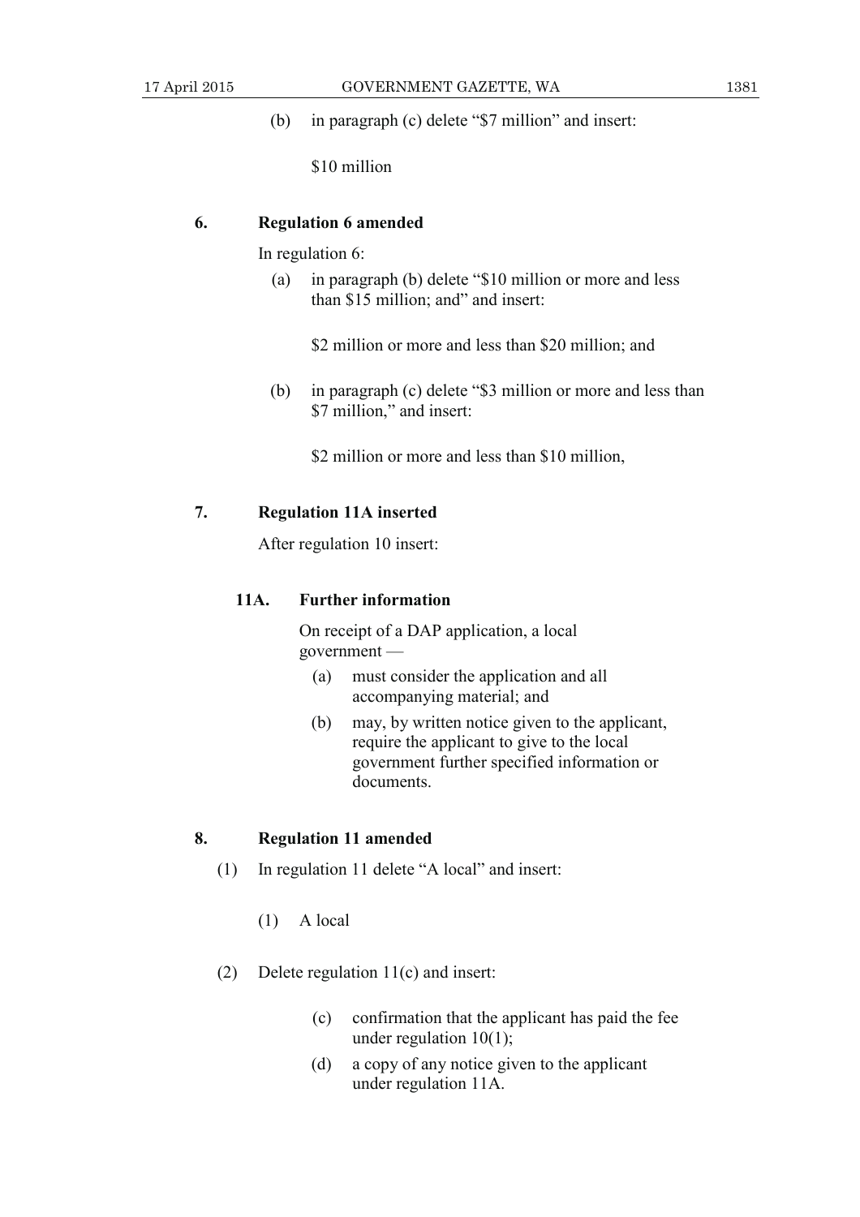(b) in paragraph (c) delete "$7 million" and insert:

$10 million

### 6. Regulation 6 amended

In regulation 6:

(a) in paragraph (b) delete "$10 million or more and less than $15 million; and" and insert:

$2 million or more and less than $20 million; and

(b) in paragraph (c) delete "$3 million or more and less than $7 million," and insert:

$2 million or more and less than $10 million,

### 7. Regulation 11A inserted

After regulation 10 insert:

#### 11A. Further information

On receipt of a DAP application, a local government —

(a) must consider the application and all accompanying material; and

(b) may, by written notice given to the applicant, require the applicant to give to the local government further specified information or documents.

### 8. Regulation 11 amended

(1) In regulation 11 delete "A local" and insert:

(1) A local

(2) Delete regulation 11(c) and insert:

(c) confirmation that the applicant has paid the fee under regulation 10(1);

(d) a copy of any notice given to the applicant under regulation 11A.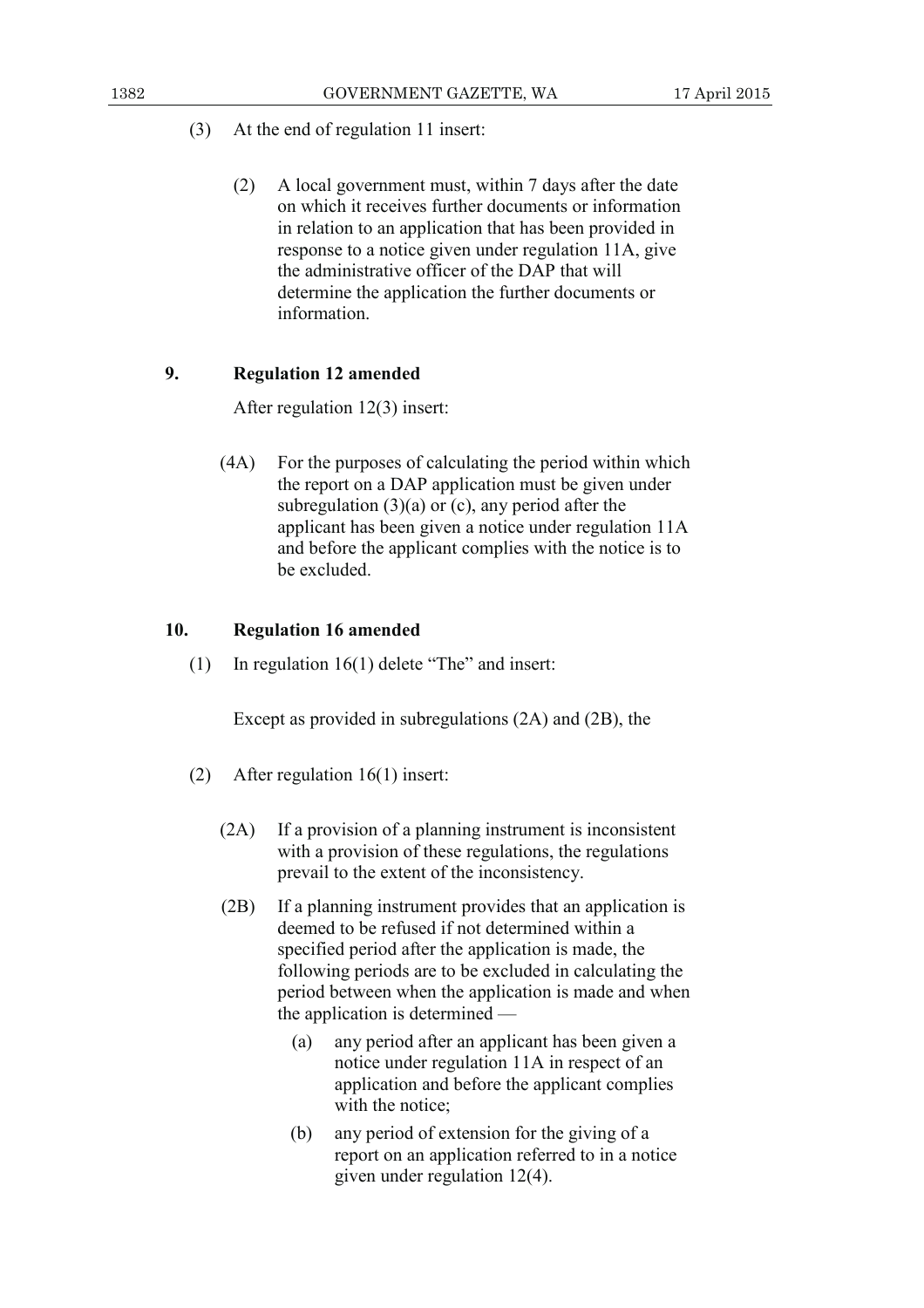(3) At the end of regulation 11 insert:

> (2) A local government must, within 7 days after the date on which it receives further documents or information in relation to an application that has been provided in response to a notice given under regulation 11A, give the administrative officer of the DAP that will determine the application the further documents or information.

**9. Regulation 12 amended**

After regulation 12(3) insert:

> (4A) For the purposes of calculating the period within which the report on a DAP application must be given under subregulation (3)(a) or (c), any period after the applicant has been given a notice under regulation 11A and before the applicant complies with the notice is to be excluded.

**10. Regulation 16 amended**

(1) In regulation 16(1) delete "The" and insert:

> Except as provided in subregulations (2A) and (2B), the

(2) After regulation 16(1) insert:

> (2A) If a provision of a planning instrument is inconsistent with a provision of these regulations, the regulations prevail to the extent of the inconsistency.
>
> (2B) If a planning instrument provides that an application is deemed to be refused if not determined within a specified period after the application is made, the following periods are to be excluded in calculating the period between when the application is made and when the application is determined —
>
> (a) any period after an applicant has been given a notice under regulation 11A in respect of an application and before the applicant complies with the notice;
>
> (b) any period of extension for the giving of a report on an application referred to in a notice given under regulation 12(4).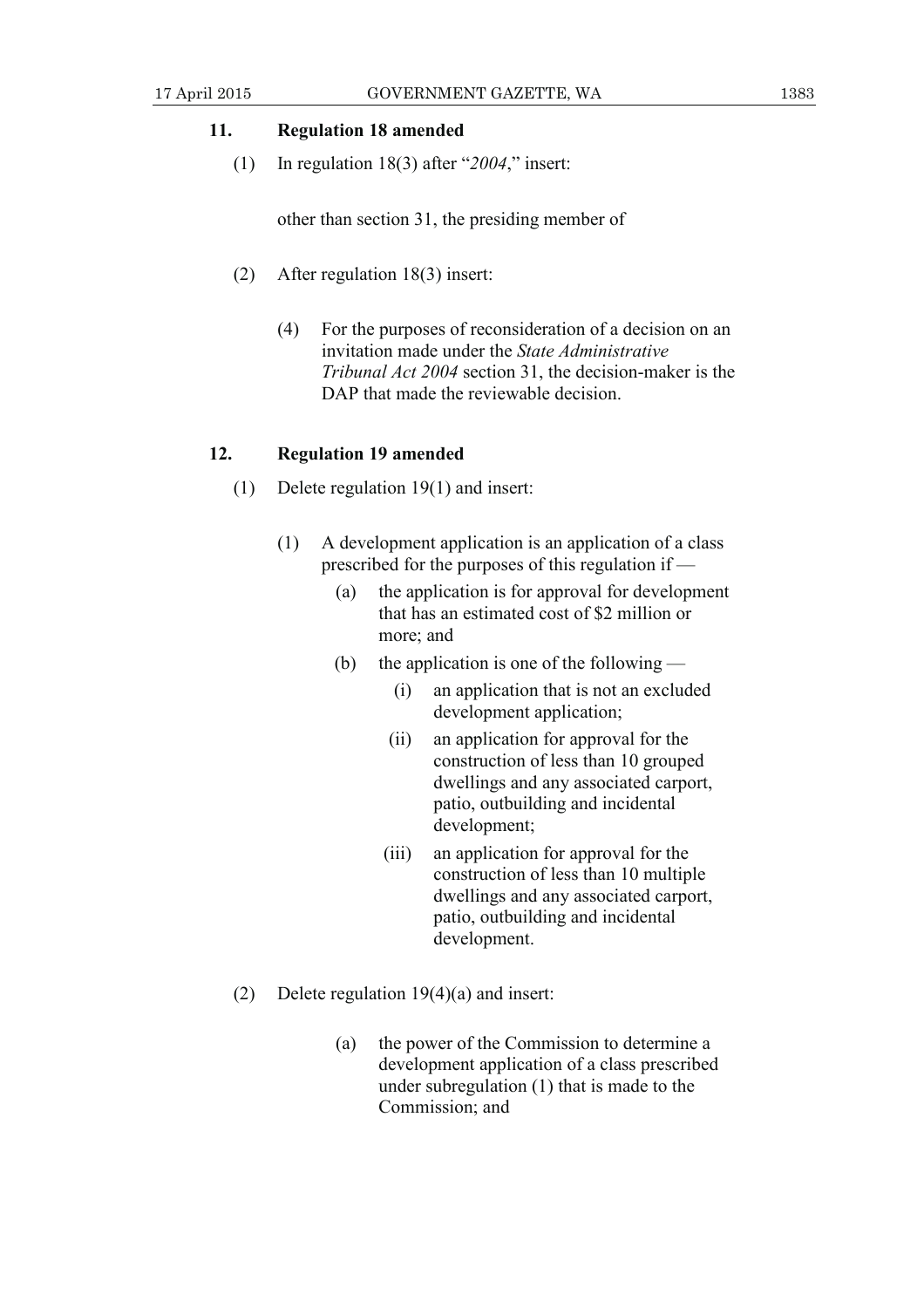### 11. Regulation 18 amended

(1) In regulation 18(3) after "*2004*," insert:

> other than section 31, the presiding member of

(2) After regulation 18(3) insert:

> (4) For the purposes of reconsideration of a decision on an invitation made under the *State Administrative Tribunal Act 2004* section 31, the decision-maker is the DAP that made the reviewable decision.

### 12. Regulation 19 amended

(1) Delete regulation 19(1) and insert:

> (1) A development application is an application of a class prescribed for the purposes of this regulation if —
>
> (a) the application is for approval for development that has an estimated cost of $2 million or more; and
>
> (b) the application is one of the following —
>
> (i) an application that is not an excluded development application;
>
> (ii) an application for approval for the construction of less than 10 grouped dwellings and any associated carport, patio, outbuilding and incidental development;
>
> (iii) an application for approval for the construction of less than 10 multiple dwellings and any associated carport, patio, outbuilding and incidental development.

(2) Delete regulation 19(4)(a) and insert:

> (a) the power of the Commission to determine a development application of a class prescribed under subregulation (1) that is made to the Commission; and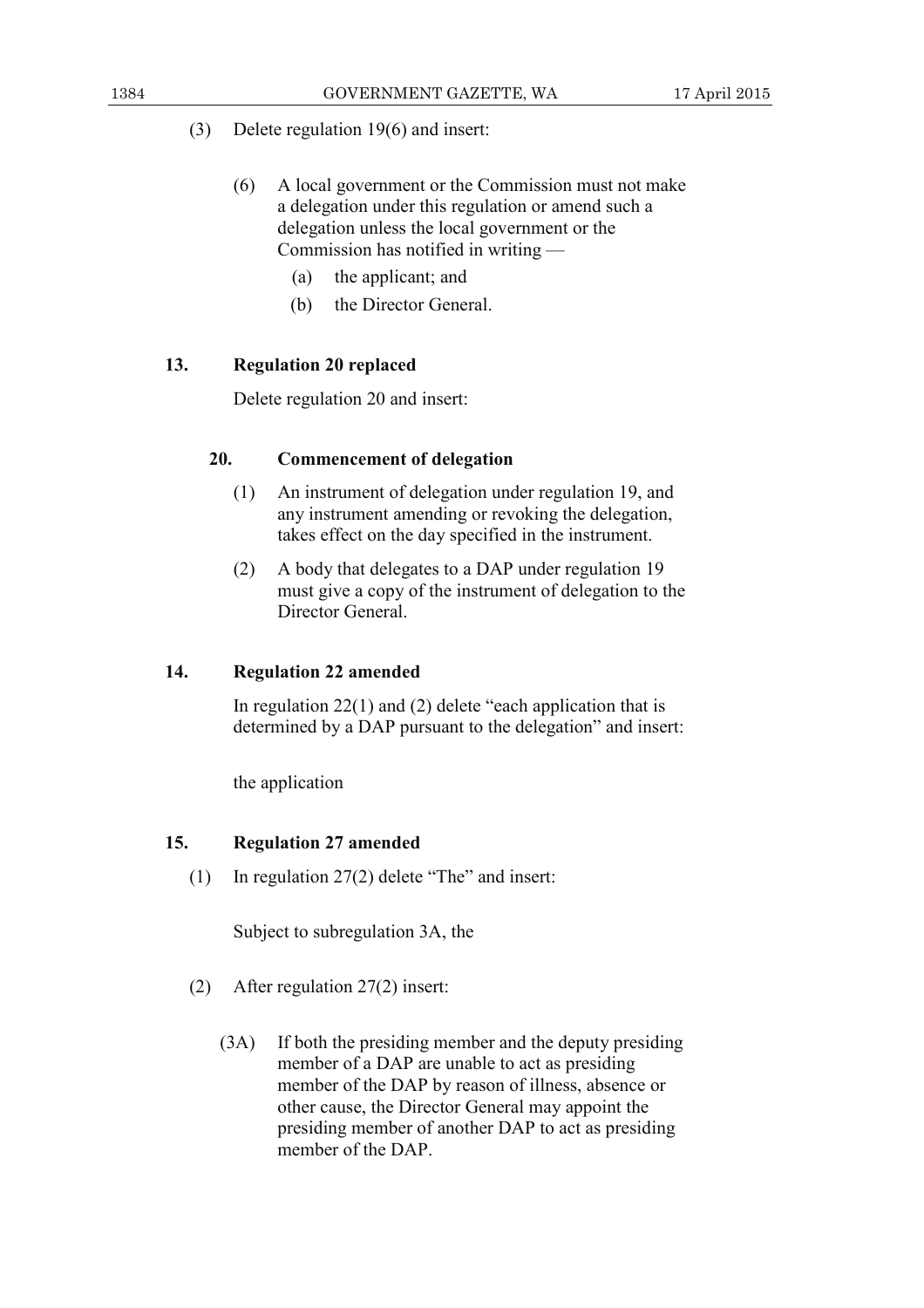(3) Delete regulation 19(6) and insert:

> (6) A local government or the Commission must not make a delegation under this regulation or amend such a delegation unless the local government or the Commission has notified in writing —
>
> (a) the applicant; and
>
> (b) the Director General.

### 13. Regulation 20 replaced

Delete regulation 20 and insert:

> **20. Commencement of delegation**
>
> (1) An instrument of delegation under regulation 19, and any instrument amending or revoking the delegation, takes effect on the day specified in the instrument.
>
> (2) A body that delegates to a DAP under regulation 19 must give a copy of the instrument of delegation to the Director General.

### 14. Regulation 22 amended

In regulation 22(1) and (2) delete "each application that is determined by a DAP pursuant to the delegation" and insert:

> the application

### 15. Regulation 27 amended

(1) In regulation 27(2) delete "The" and insert:

> Subject to subregulation 3A, the

(2) After regulation 27(2) insert:

> (3A) If both the presiding member and the deputy presiding member of a DAP are unable to act as presiding member of the DAP by reason of illness, absence or other cause, the Director General may appoint the presiding member of another DAP to act as presiding member of the DAP.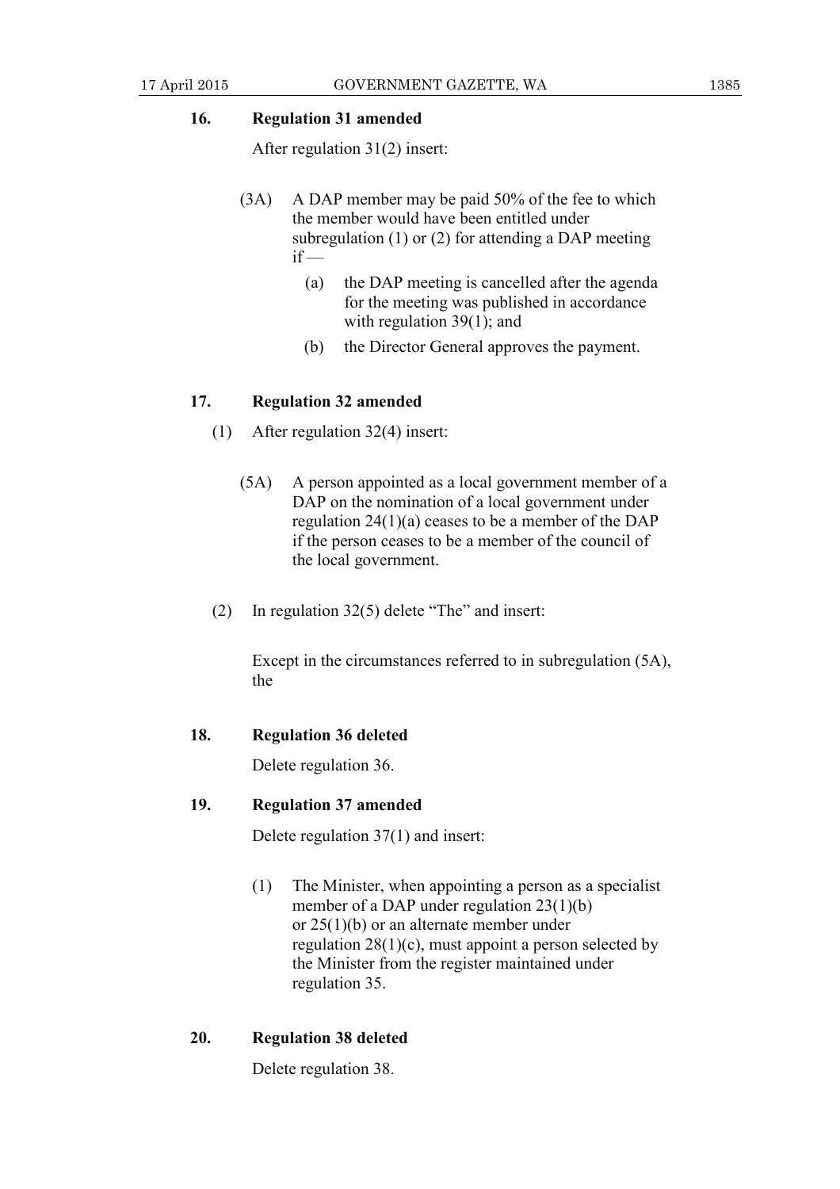**16. Regulation 31 amended**

After regulation 31(2) insert:

> (3A) A DAP member may be paid 50% of the fee to which the member would have been entitled under subregulation (1) or (2) for attending a DAP meeting if —
>
> (a) the DAP meeting is cancelled after the agenda for the meeting was published in accordance with regulation 39(1); and
>
> (b) the Director General approves the payment.

**17. Regulation 32 amended**

(1) After regulation 32(4) insert:

> (5A) A person appointed as a local government member of a DAP on the nomination of a local government under regulation 24(1)(a) ceases to be a member of the DAP if the person ceases to be a member of the council of the local government.

(2) In regulation 32(5) delete "The" and insert:

> Except in the circumstances referred to in subregulation (5A), the

**18. Regulation 36 deleted**

Delete regulation 36.

**19. Regulation 37 amended**

Delete regulation 37(1) and insert:

> (1) The Minister, when appointing a person as a specialist member of a DAP under regulation 23(1)(b) or 25(1)(b) or an alternate member under regulation 28(1)(c), must appoint a person selected by the Minister from the register maintained under regulation 35.

**20. Regulation 38 deleted**

Delete regulation 38.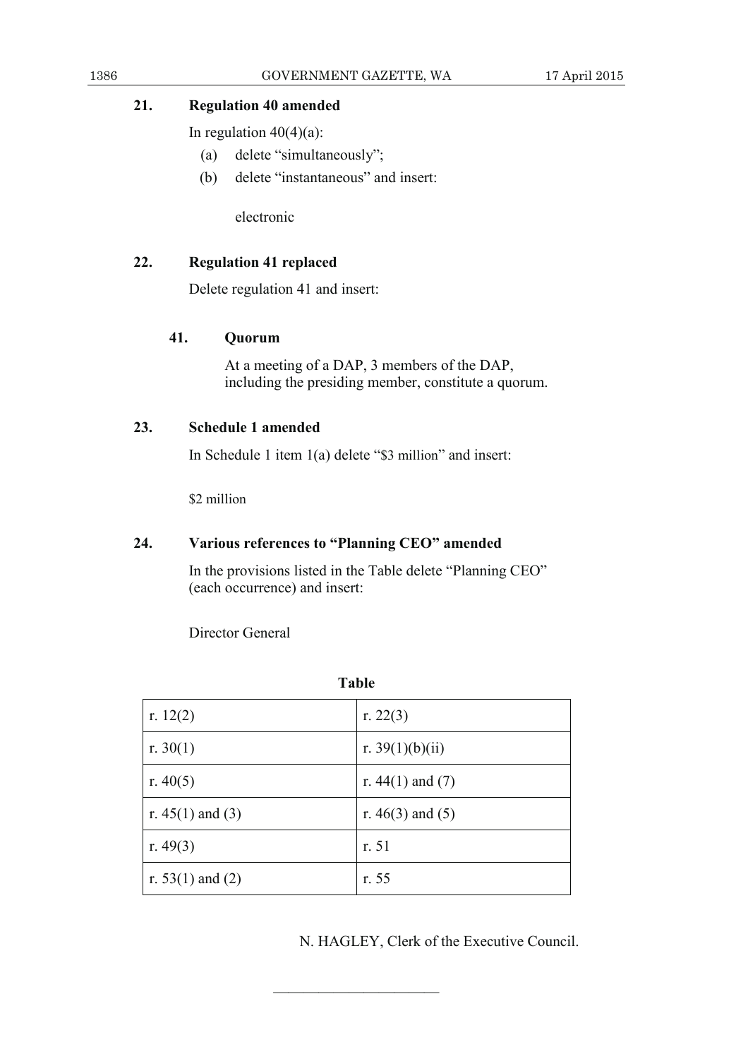**21. Regulation 40 amended**

In regulation 40(4)(a):

(a) delete "simultaneously";

(b) delete "instantaneous" and insert:

electronic

**22. Regulation 41 replaced**

Delete regulation 41 and insert:

**41. Quorum**

At a meeting of a DAP, 3 members of the DAP, including the presiding member, constitute a quorum.

**23. Schedule 1 amended**

In Schedule 1 item 1(a) delete "$3 million" and insert:

$2 million

**24. Various references to "Planning CEO" amended**

In the provisions listed in the Table delete "Planning CEO" (each occurrence) and insert:

Director General

**Table**

| | |
|---|---|
| r. 12(2) | r. 22(3) |
| r. 30(1) | r. 39(1)(b)(ii) |
| r. 40(5) | r. 44(1) and (7) |
| r. 45(1) and (3) | r. 46(3) and (5) |
| r. 49(3) | r. 51 |
| r. 53(1) and (2) | r. 55 |

N. HAGLEY, Clerk of the Executive Council.